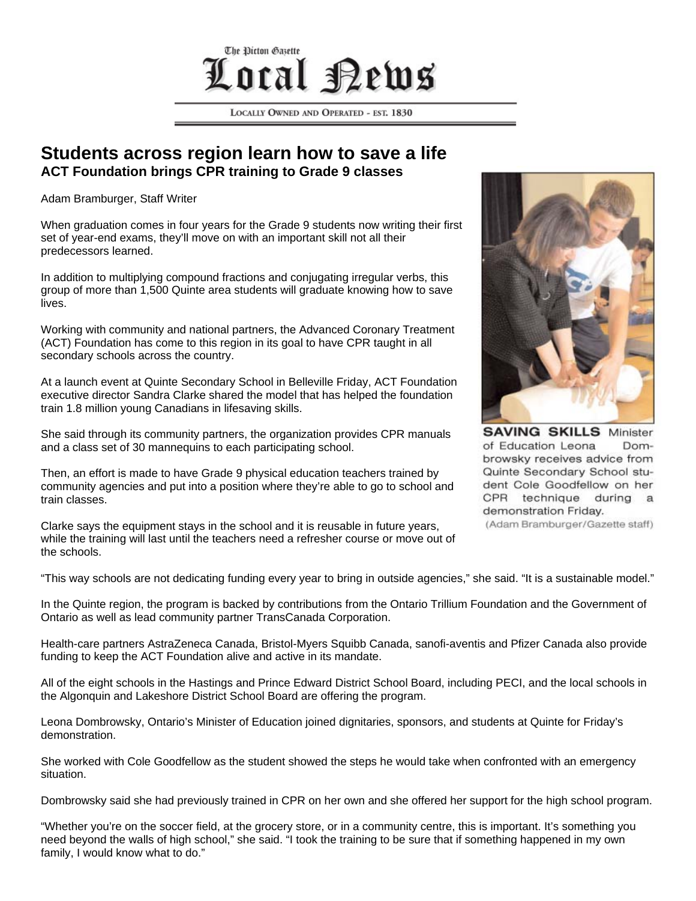The Picton Gazette

# Local News

LOCALLY OWNED AND OPERATED - EST. 1830

## Students across region learn how to save a life

### ACT Foundation brings CPR training to Grade 9 classes

Adam Bramburger, Staff Writer

When graduation comes in four years for the Grade 9 students now writing their first set of year-end exams, they'll move on with an important skill not all their predecessors learned.

In addition to multiplying compound fractions and conjugating irregular verbs, this group of more than 1,500 Quinte area students will graduate knowing how to save lives.

Working with community and national partners, the Advanced Coronary Treatment (ACT) Foundation has come to this region in its goal to have CPR taught in all secondary schools across the country.

At a launch event at Quinte Secondary School in Belleville Friday, ACT Foundation executive director Sandra Clarke shared the model that has helped the foundation train 1.8 million young Canadians in lifesaving skills.

She said through its community partners, the organization provides CPR manuals and a class set of 30 mannequins to each participating school.

Then, an effort is made to have Grade 9 physical education teachers trained by community agencies and put into a position where they're able to go to school and train classes.

Clarke says the equipment stays in the school and it is reusable in future years, while the training will last until the teachers need a refresher course or move out of the schools.

**SAVING SKILLS** Minister of Education Leona Dombrowsky receives advice from Quinte Secondary School student Cole Goodfellow on her CPR technique during a demonstration Friday.
(Adam Bramburger/Gazette staff)

"This way schools are not dedicating funding every year to bring in outside agencies," she said. "It is a sustainable model."

In the Quinte region, the program is backed by contributions from the Ontario Trillium Foundation and the Government of Ontario as well as lead community partner TransCanada Corporation.

Health-care partners AstraZeneca Canada, Bristol-Myers Squibb Canada, sanofi-aventis and Pfizer Canada also provide funding to keep the ACT Foundation alive and active in its mandate.

All of the eight schools in the Hastings and Prince Edward District School Board, including PECI, and the local schools in the Algonquin and Lakeshore District School Board are offering the program.

Leona Dombrowsky, Ontario's Minister of Education joined dignitaries, sponsors, and students at Quinte for Friday's demonstration.

She worked with Cole Goodfellow as the student showed the steps he would take when confronted with an emergency situation.

Dombrowsky said she had previously trained in CPR on her own and she offered her support for the high school program.

"Whether you're on the soccer field, at the grocery store, or in a community centre, this is important. It's something you need beyond the walls of high school," she said. "I took the training to be sure that if something happened in my own family, I would know what to do."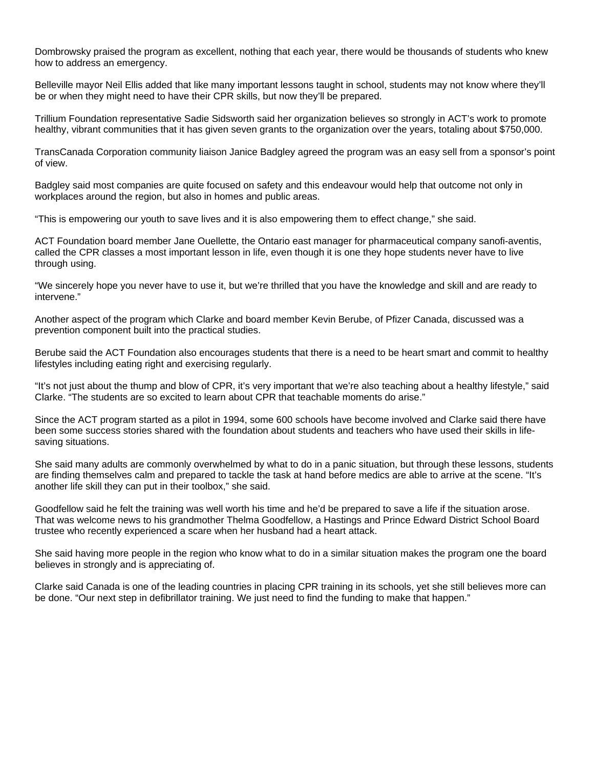Dombrowsky praised the program as excellent, nothing that each year, there would be thousands of students who knew how to address an emergency.

Belleville mayor Neil Ellis added that like many important lessons taught in school, students may not know where they'll be or when they might need to have their CPR skills, but now they'll be prepared.

Trillium Foundation representative Sadie Sidsworth said her organization believes so strongly in ACT's work to promote healthy, vibrant communities that it has given seven grants to the organization over the years, totaling about $750,000.

TransCanada Corporation community liaison Janice Badgley agreed the program was an easy sell from a sponsor's point of view.

Badgley said most companies are quite focused on safety and this endeavour would help that outcome not only in workplaces around the region, but also in homes and public areas.

"This is empowering our youth to save lives and it is also empowering them to effect change," she said.

ACT Foundation board member Jane Ouellette, the Ontario east manager for pharmaceutical company sanofi-aventis, called the CPR classes a most important lesson in life, even though it is one they hope students never have to live through using.

"We sincerely hope you never have to use it, but we're thrilled that you have the knowledge and skill and are ready to intervene."

Another aspect of the program which Clarke and board member Kevin Berube, of Pfizer Canada, discussed was a prevention component built into the practical studies.

Berube said the ACT Foundation also encourages students that there is a need to be heart smart and commit to healthy lifestyles including eating right and exercising regularly.

"It's not just about the thump and blow of CPR, it's very important that we're also teaching about a healthy lifestyle," said Clarke. "The students are so excited to learn about CPR that teachable moments do arise."

Since the ACT program started as a pilot in 1994, some 600 schools have become involved and Clarke said there have been some success stories shared with the foundation about students and teachers who have used their skills in life-saving situations.

She said many adults are commonly overwhelmed by what to do in a panic situation, but through these lessons, students are finding themselves calm and prepared to tackle the task at hand before medics are able to arrive at the scene. "It's another life skill they can put in their toolbox," she said.

Goodfellow said he felt the training was well worth his time and he'd be prepared to save a life if the situation arose. That was welcome news to his grandmother Thelma Goodfellow, a Hastings and Prince Edward District School Board trustee who recently experienced a scare when her husband had a heart attack.

She said having more people in the region who know what to do in a similar situation makes the program one the board believes in strongly and is appreciating of.

Clarke said Canada is one of the leading countries in placing CPR training in its schools, yet she still believes more can be done. "Our next step in defibrillator training. We just need to find the funding to make that happen."